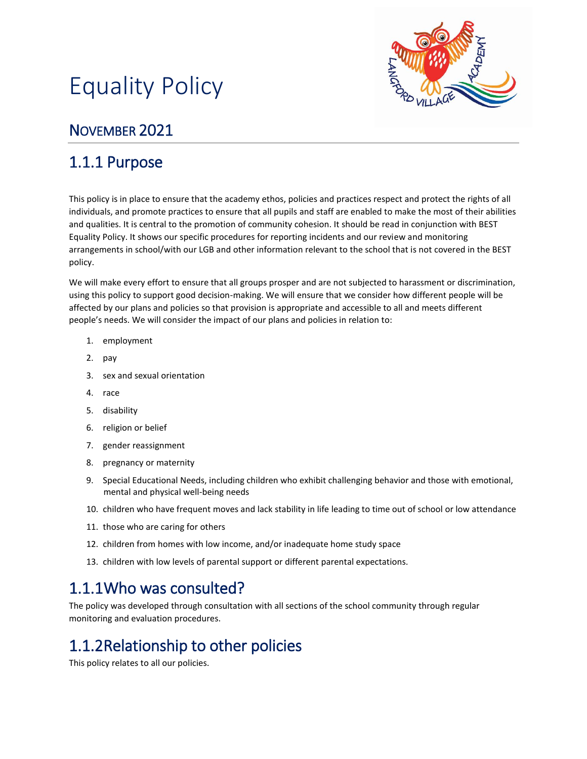# Equality Policy

## NOVEMBER 2021

## 1.1.1 Purpose

This policy is in place to ensure that the academy ethos, policies and practices respect and protect the rights of all individuals, and promote practices to ensure that all pupils and staff are enabled to make the most of their abilities and qualities. It is central to the promotion of community cohesion. It should be read in conjunction with BEST Equality Policy. It shows our specific procedures for reporting incidents and our review and monitoring arrangements in school/with our LGB and other information relevant to the school that is not covered in the BEST policy.

We will make every effort to ensure that all groups prosper and are not subjected to harassment or discrimination, using this policy to support good decision-making. We will ensure that we consider how different people will be affected by our plans and policies so that provision is appropriate and accessible to all and meets different people's needs. We will consider the impact of our plans and policies in relation to:

1. employment
2. pay
3. sex and sexual orientation
4. race
5. disability
6. religion or belief
7. gender reassignment
8. pregnancy or maternity
9. Special Educational Needs, including children who exhibit challenging behavior and those with emotional, mental and physical well-being needs
10. children who have frequent moves and lack stability in life leading to time out of school or low attendance
11. those who are caring for others
12. children from homes with low income, and/or inadequate home study space
13. children with low levels of parental support or different parental expectations.

## 1.1.1Who was consulted?

The policy was developed through consultation with all sections of the school community through regular monitoring and evaluation procedures.

## 1.1.2Relationship to other policies

This policy relates to all our policies.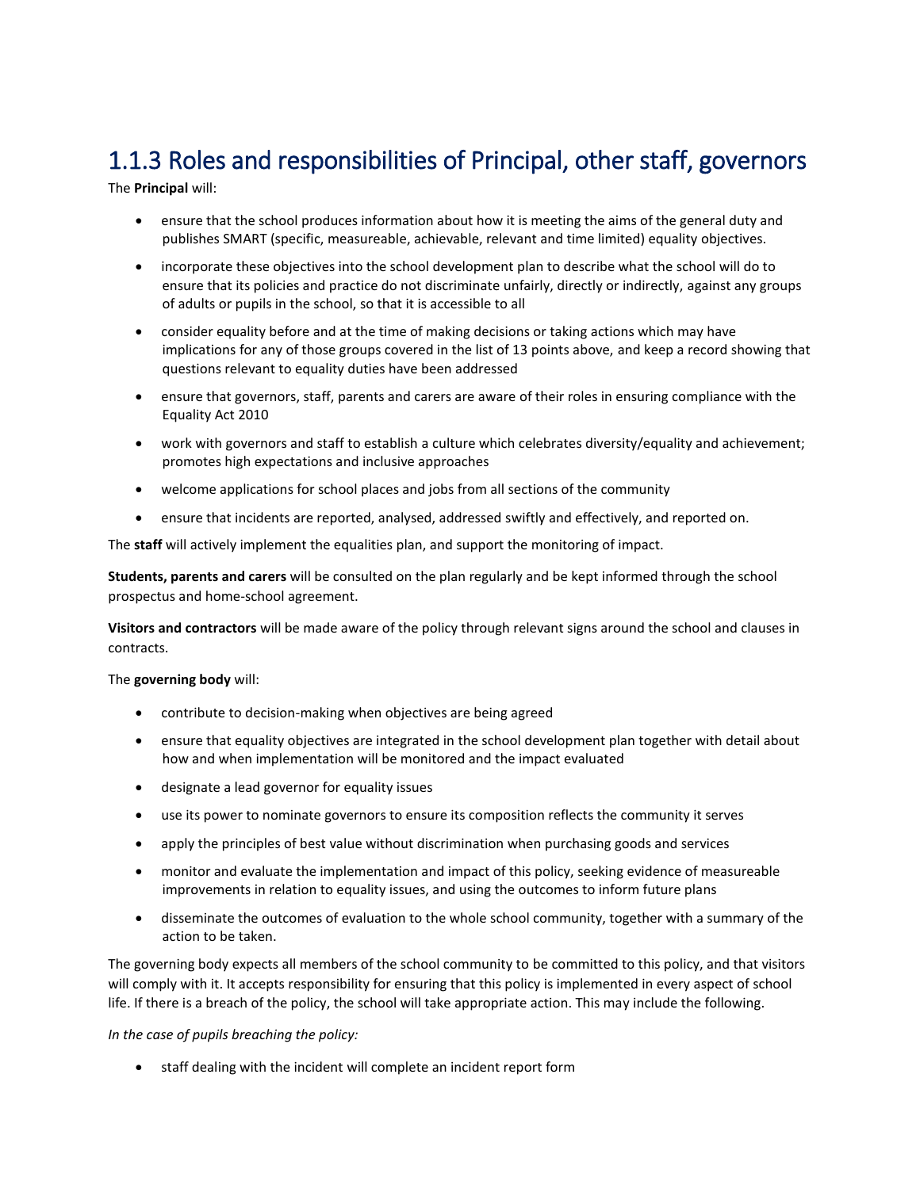## 1.1.3 Roles and responsibilities of Principal, other staff, governors

The **Principal** will:

- ensure that the school produces information about how it is meeting the aims of the general duty and publishes SMART (specific, measureable, achievable, relevant and time limited) equality objectives.
- incorporate these objectives into the school development plan to describe what the school will do to ensure that its policies and practice do not discriminate unfairly, directly or indirectly, against any groups of adults or pupils in the school, so that it is accessible to all
- consider equality before and at the time of making decisions or taking actions which may have implications for any of those groups covered in the list of 13 points above, and keep a record showing that questions relevant to equality duties have been addressed
- ensure that governors, staff, parents and carers are aware of their roles in ensuring compliance with the Equality Act 2010
- work with governors and staff to establish a culture which celebrates diversity/equality and achievement; promotes high expectations and inclusive approaches
- welcome applications for school places and jobs from all sections of the community
- ensure that incidents are reported, analysed, addressed swiftly and effectively, and reported on.

The **staff** will actively implement the equalities plan, and support the monitoring of impact.

**Students, parents and carers** will be consulted on the plan regularly and be kept informed through the school prospectus and home-school agreement.

**Visitors and contractors** will be made aware of the policy through relevant signs around the school and clauses in contracts.

The **governing body** will:

- contribute to decision-making when objectives are being agreed
- ensure that equality objectives are integrated in the school development plan together with detail about how and when implementation will be monitored and the impact evaluated
- designate a lead governor for equality issues
- use its power to nominate governors to ensure its composition reflects the community it serves
- apply the principles of best value without discrimination when purchasing goods and services
- monitor and evaluate the implementation and impact of this policy, seeking evidence of measureable improvements in relation to equality issues, and using the outcomes to inform future plans
- disseminate the outcomes of evaluation to the whole school community, together with a summary of the action to be taken.

The governing body expects all members of the school community to be committed to this policy, and that visitors will comply with it. It accepts responsibility for ensuring that this policy is implemented in every aspect of school life. If there is a breach of the policy, the school will take appropriate action. This may include the following.

*In the case of pupils breaching the policy:*

- staff dealing with the incident will complete an incident report form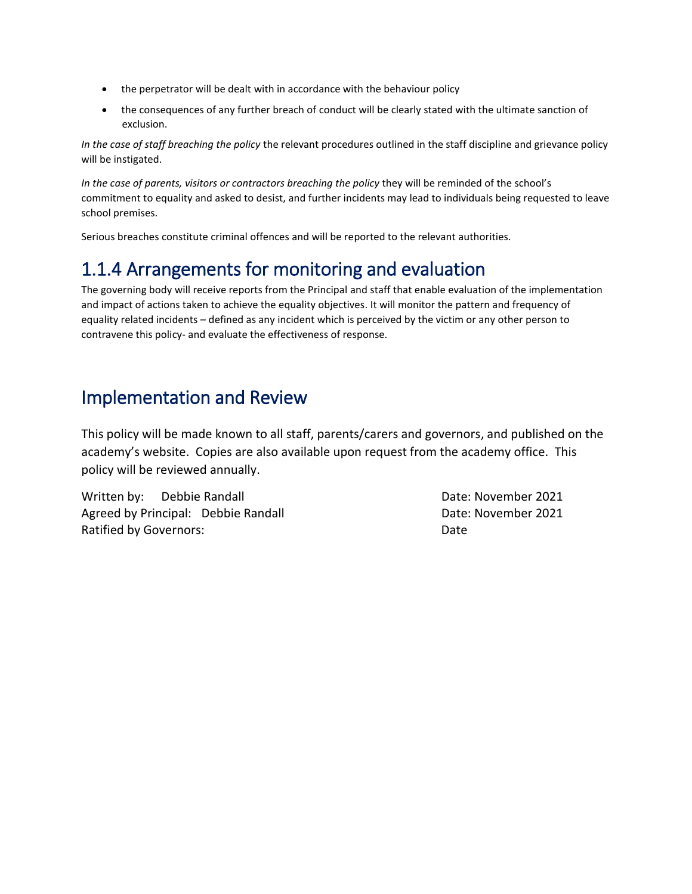- the perpetrator will be dealt with in accordance with the behaviour policy
- the consequences of any further breach of conduct will be clearly stated with the ultimate sanction of exclusion.

*In the case of staff breaching the policy* the relevant procedures outlined in the staff discipline and grievance policy will be instigated.

*In the case of parents, visitors or contractors breaching the policy* they will be reminded of the school's commitment to equality and asked to desist, and further incidents may lead to individuals being requested to leave school premises.

Serious breaches constitute criminal offences and will be reported to the relevant authorities.

## 1.1.4 Arrangements for monitoring and evaluation

The governing body will receive reports from the Principal and staff that enable evaluation of the implementation and impact of actions taken to achieve the equality objectives. It will monitor the pattern and frequency of equality related incidents – defined as any incident which is perceived by the victim or any other person to contravene this policy- and evaluate the effectiveness of response.

## Implementation and Review

This policy will be made known to all staff, parents/carers and governors, and published on the academy's website. Copies are also available upon request from the academy office. This policy will be reviewed annually.

Written by: Debbie Randall — Date: November 2021
Agreed by Principal: Debbie Randall — Date: November 2021
Ratified by Governors: — Date